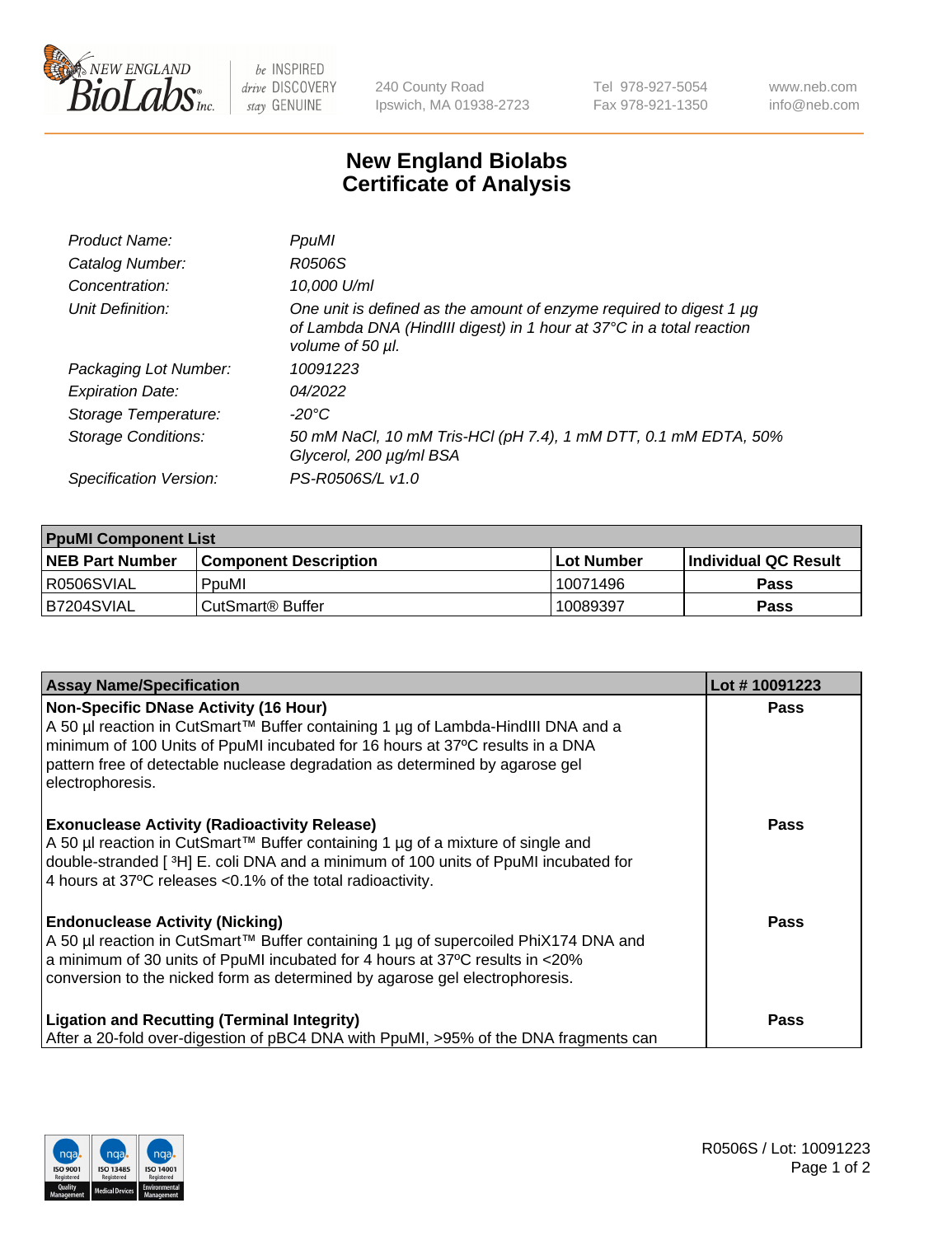# New England Biolabs Certificate of Analysis

| | |
|---|---|
| *Product Name:* | *PpuMI* |
| *Catalog Number:* | *R0506S* |
| *Concentration:* | *10,000 U/ml* |
| *Unit Definition:* | *One unit is defined as the amount of enzyme required to digest 1 µg of Lambda DNA (HindIII digest) in 1 hour at 37°C in a total reaction volume of 50 µl.* |
| *Packaging Lot Number:* | *10091223* |
| *Expiration Date:* | *04/2022* |
| *Storage Temperature:* | *-20°C* |
| *Storage Conditions:* | *50 mM NaCl, 10 mM Tris-HCl (pH 7.4), 1 mM DTT, 0.1 mM EDTA, 50% Glycerol, 200 µg/ml BSA* |
| *Specification Version:* | *PS-R0506S/L v1.0* |

| PpuMI Component List | | | |
|---|---|---|---|
| **NEB Part Number** | **Component Description** | **Lot Number** | **Individual QC Result** |
| R0506SVIAL | PpuMI | 10071496 | **Pass** |
| B7204SVIAL | CutSmart® Buffer | 10089397 | **Pass** |

| Assay Name/Specification | Lot # 10091223 |
|---|---|
| **Non-Specific DNase Activity (16 Hour)**<br>A 50 µl reaction in CutSmart™ Buffer containing 1 µg of Lambda-HindIII DNA and a minimum of 100 Units of PpuMI incubated for 16 hours at 37ºC results in a DNA pattern free of detectable nuclease degradation as determined by agarose gel electrophoresis. | **Pass** |
| **Exonuclease Activity (Radioactivity Release)**<br>A 50 µl reaction in CutSmart™ Buffer containing 1 µg of a mixture of single and double-stranded [ $^3$H] E. coli DNA and a minimum of 100 units of PpuMI incubated for 4 hours at 37ºC releases <0.1% of the total radioactivity. | **Pass** |
| **Endonuclease Activity (Nicking)**<br>A 50 µl reaction in CutSmart™ Buffer containing 1 µg of supercoiled PhiX174 DNA and a minimum of 30 units of PpuMI incubated for 4 hours at 37ºC results in <20% conversion to the nicked form as determined by agarose gel electrophoresis. | **Pass** |
| **Ligation and Recutting (Terminal Integrity)**<br>After a 20-fold over-digestion of pBC4 DNA with PpuMI, >95% of the DNA fragments can | **Pass** |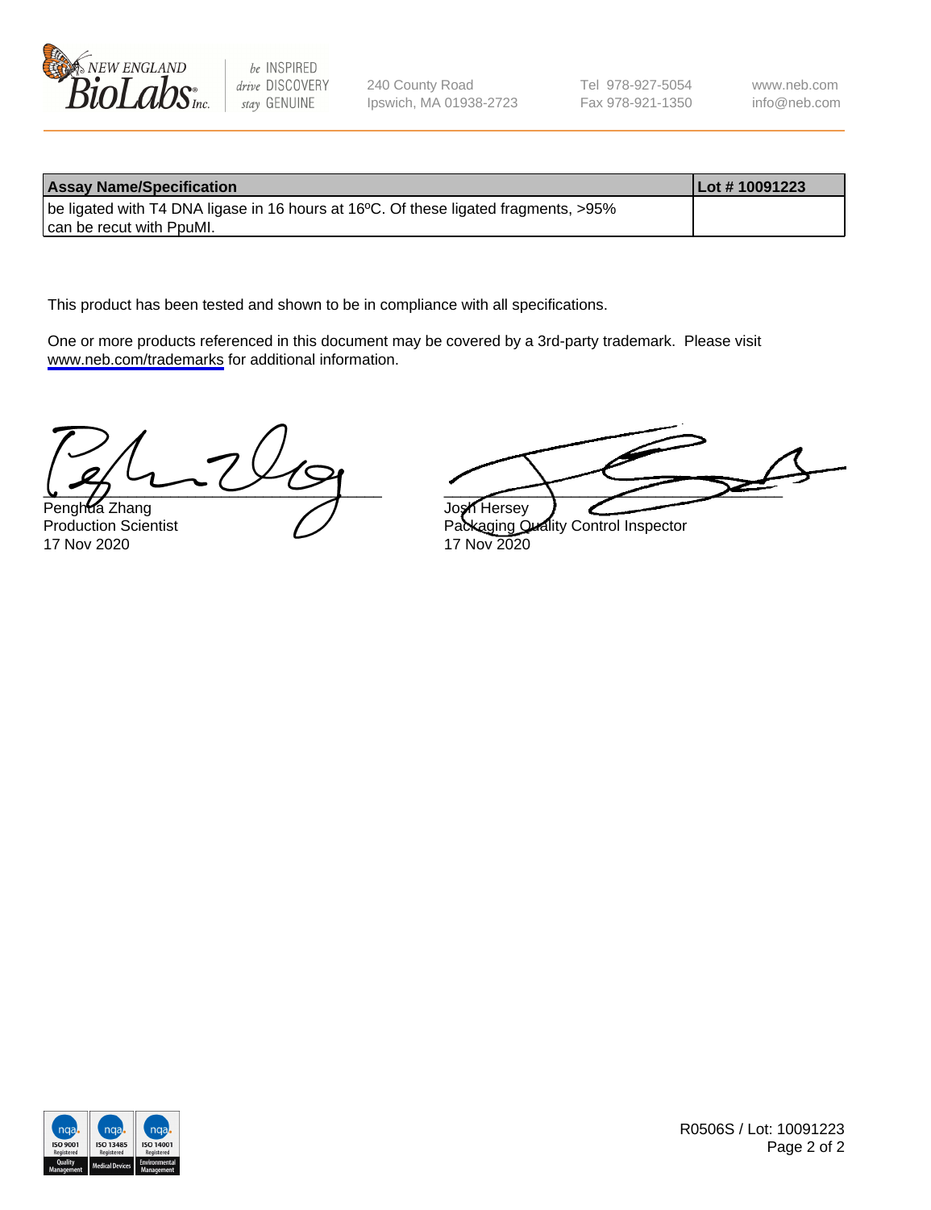| Assay Name/Specification | Lot # 10091223 |
| --- | --- |
| be ligated with T4 DNA ligase in 16 hours at 16ºC. Of these ligated fragments, >95% can be recut with PpuMI. | |

This product has been tested and shown to be in compliance with all specifications.

One or more products referenced in this document may be covered by a 3rd-party trademark. Please visit www.neb.com/trademarks for additional information.

Penghua Zhang
Production Scientist
17 Nov 2020

Josh Hersey
Packaging Quality Control Inspector
17 Nov 2020

R0506S / Lot: 10091223